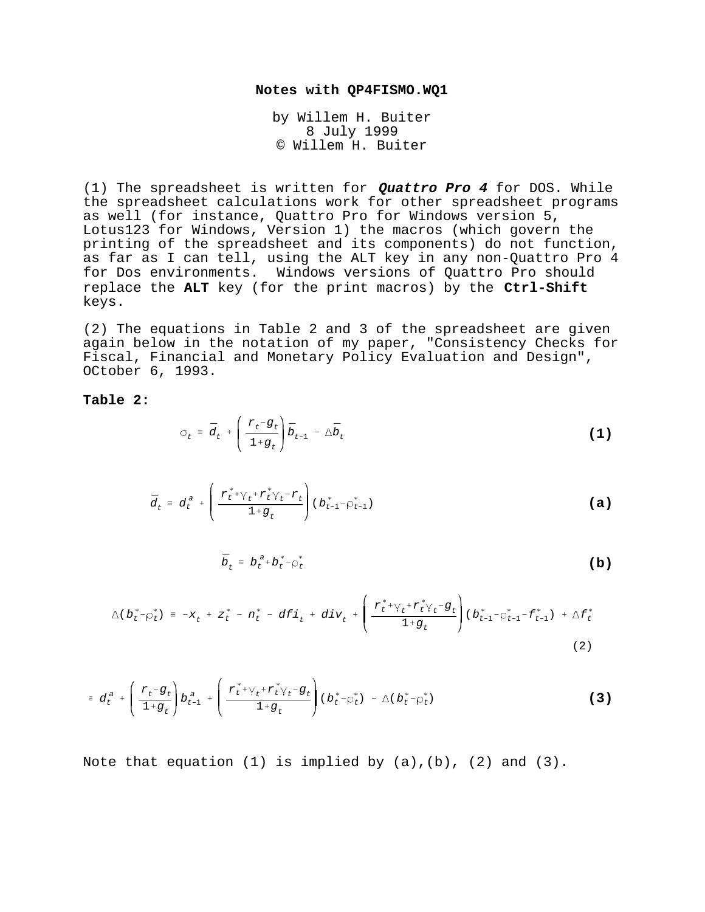**Notes with QP4FISMO.WQ1**

by Willem H. Buiter
8 July 1999
© Willem H. Buiter

(1) The spreadsheet is written for ***Quattro Pro 4*** for DOS. While the spreadsheet calculations work for other spreadsheet programs as well (for instance, Quattro Pro for Windows version 5, Lotus123 for Windows, Version 1) the macros (which govern the printing of the spreadsheet and its components) do not function, as far as I can tell, using the ALT key in any non-Quattro Pro 4 for Dos environments. Windows versions of Quattro Pro should replace the **ALT** key (for the print macros) by the **Ctrl-Shift** keys.

(2) The equations in Table 2 and 3 of the spreadsheet are given again below in the notation of my paper, "Consistency Checks for Fiscal, Financial and Monetary Policy Evaluation and Design", OCtober 6, 1993.

**Table 2:**

$$\sigma_t \equiv \bar{d}_t + \left(\frac{r_t - g_t}{1+g_t}\right)\bar{b}_{t-1} - \Delta\bar{b}_t \qquad \textbf{(1)}$$

$$\bar{d}_t \equiv d_t^a + \left(\frac{r_t^* + \gamma_t + r_t^*\gamma_t - r_t}{1+g_t}\right)(b_{t-1}^* - \rho_{t-1}^*) \qquad \textbf{(a)}$$

$$\bar{b}_t \equiv b_t^a + b_t^* - \rho_t^* \qquad \textbf{(b)}$$

$$\Delta(b_t^* - \rho_t^*) \equiv -x_t + z_t^* - n_t^* - dfi_t + div_t + \left(\frac{r_t^* + \gamma_t + r_t^*\gamma_t - g_t}{1+g_t}\right)(b_{t-1}^* - \rho_{t-1}^* - f_{t-1}^*) + \Delta f_t^* \qquad (2)$$

$$\equiv d_t^a + \left(\frac{r_t - g_t}{1+g_t}\right)b_{t-1}^a + \left(\frac{r_t^* + \gamma_t + r_t^*\gamma_t - g_t}{1+g_t}\right)(b_t^* - \rho_t^*) - \Delta(b_t^* - \rho_t^*) \qquad \textbf{(3)}$$

Note that equation (1) is implied by (a),(b), (2) and (3).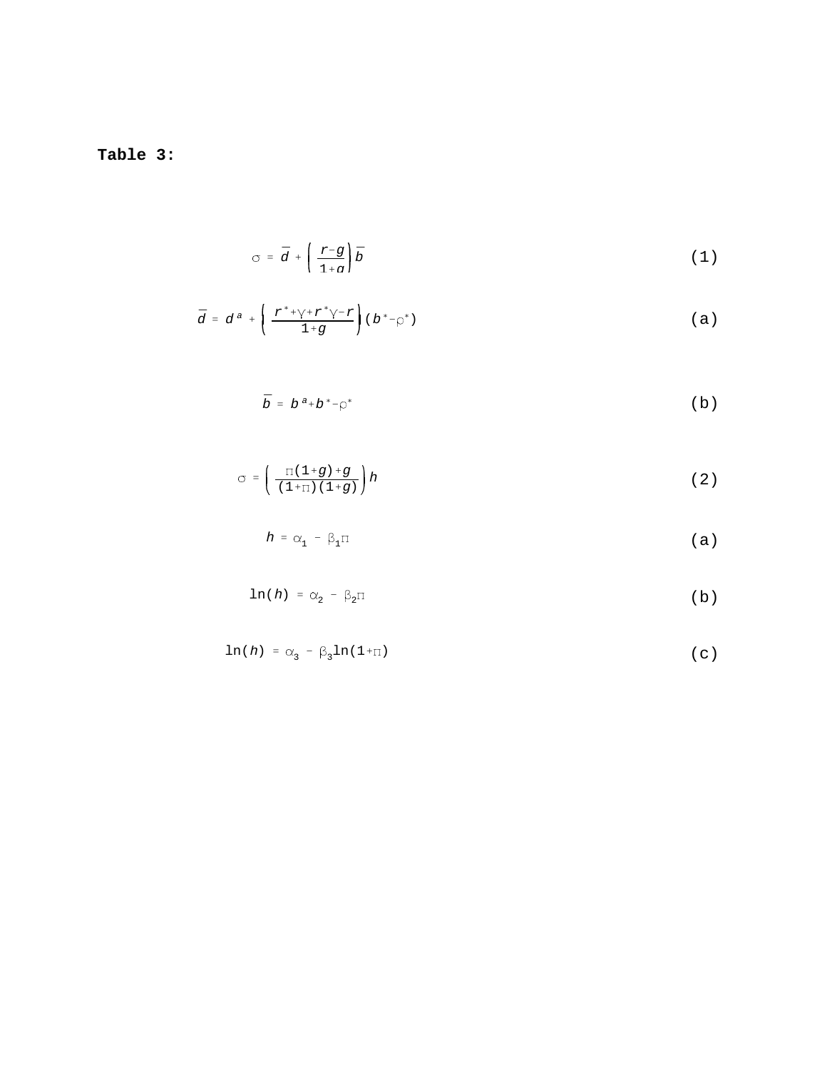**Table 3:**

$$\sigma = \bar{d} + \left(\frac{r-g}{1+g}\right)\bar{b} \tag{1}$$

$$\bar{d} = d^{a} + \left(\frac{r^{*}+\gamma+r^{*}\gamma-r}{1+g}\right)(b^{*}-\rho^{*}) \tag{a}$$

$$\bar{b} = b^{a}+b^{*}-\rho^{*} \tag{b}$$

$$\sigma = \left(\frac{\Pi(1+g)+g}{(1+\Pi)(1+g)}\right)h \tag{2}$$

$$h = \alpha_1 - \beta_1\Pi \tag{a}$$

$$\ln(h) = \alpha_2 - \beta_2\Pi \tag{b}$$

$$\ln(h) = \alpha_3 - \beta_3\ln(1+\Pi) \tag{c}$$